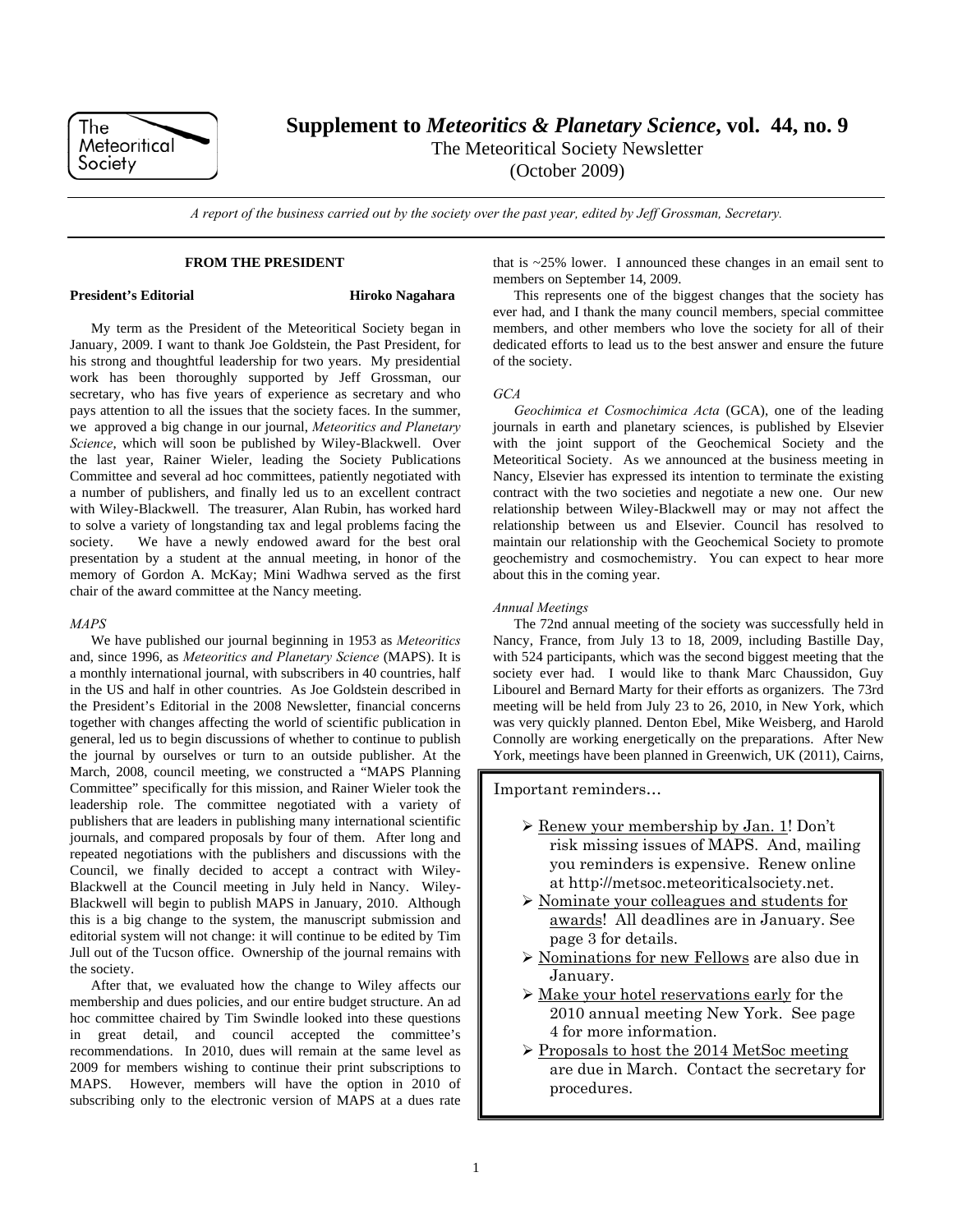# Supplement to *Meteoritics & Planetary Science*, vol. 44, no. 9

The Meteoritical Society Newsletter

(October 2009)

*A report of the business carried out by the society over the past year, edited by Jeff Grossman, Secretary.*

## FROM THE PRESIDENT

**President's Editorial** — **Hiroko Nagahara**

My term as the President of the Meteoritical Society began in January, 2009. I want to thank Joe Goldstein, the Past President, for his strong and thoughtful leadership for two years. My presidential work has been thoroughly supported by Jeff Grossman, our secretary, who has five years of experience as secretary and who pays attention to all the issues that the society faces. In the summer, we approved a big change in our journal, *Meteoritics and Planetary Science*, which will soon be published by Wiley-Blackwell. Over the last year, Rainer Wieler, leading the Society Publications Committee and several ad hoc committees, patiently negotiated with a number of publishers, and finally led us to an excellent contract with Wiley-Blackwell. The treasurer, Alan Rubin, has worked hard to solve a variety of longstanding tax and legal problems facing the society. We have a newly endowed award for the best oral presentation by a student at the annual meeting, in honor of the memory of Gordon A. McKay; Mini Wadhwa served as the first chair of the award committee at the Nancy meeting.

### *MAPS*

We have published our journal beginning in 1953 as *Meteoritics* and, since 1996, as *Meteoritics and Planetary Science* (MAPS). It is a monthly international journal, with subscribers in 40 countries, half in the US and half in other countries. As Joe Goldstein described in the President's Editorial in the 2008 Newsletter, financial concerns together with changes affecting the world of scientific publication in general, led us to begin discussions of whether to continue to publish the journal by ourselves or turn to an outside publisher. At the March, 2008, council meeting, we constructed a "MAPS Planning Committee" specifically for this mission, and Rainer Wieler took the leadership role. The committee negotiated with a variety of publishers that are leaders in publishing many international scientific journals, and compared proposals by four of them. After long and repeated negotiations with the publishers and discussions with the Council, we finally decided to accept a contract with Wiley-Blackwell at the Council meeting in July held in Nancy. Wiley-Blackwell will begin to publish MAPS in January, 2010. Although this is a big change to the system, the manuscript submission and editorial system will not change: it will continue to be edited by Tim Jull out of the Tucson office. Ownership of the journal remains with the society.

After that, we evaluated how the change to Wiley affects our membership and dues policies, and our entire budget structure. An ad hoc committee chaired by Tim Swindle looked into these questions in great detail, and council accepted the committee's recommendations. In 2010, dues will remain at the same level as 2009 for members wishing to continue their print subscriptions to MAPS. However, members will have the option in 2010 of subscribing only to the electronic version of MAPS at a dues rate that is ~25% lower. I announced these changes in an email sent to members on September 14, 2009.

This represents one of the biggest changes that the society has ever had, and I thank the many council members, special committee members, and other members who love the society for all of their dedicated efforts to lead us to the best answer and ensure the future of the society.

### *GCA*

*Geochimica et Cosmochimica Acta* (GCA), one of the leading journals in earth and planetary sciences, is published by Elsevier with the joint support of the Geochemical Society and the Meteoritical Society. As we announced at the business meeting in Nancy, Elsevier has expressed its intention to terminate the existing contract with the two societies and negotiate a new one. Our new relationship between Wiley-Blackwell may or may not affect the relationship between us and Elsevier. Council has resolved to maintain our relationship with the Geochemical Society to promote geochemistry and cosmochemistry. You can expect to hear more about this in the coming year.

### *Annual Meetings*

The 72nd annual meeting of the society was successfully held in Nancy, France, from July 13 to 18, 2009, including Bastille Day, with 524 participants, which was the second biggest meeting that the society ever had. I would like to thank Marc Chaussidon, Guy Libourel and Bernard Marty for their efforts as organizers. The 73rd meeting will be held from July 23 to 26, 2010, in New York, which was very quickly planned. Denton Ebel, Mike Weisberg, and Harold Connolly are working energetically on the preparations. After New York, meetings have been planned in Greenwich, UK (2011), Cairns,

---

Important reminders…

- Renew your membership by Jan. 1! Don't risk missing issues of MAPS. And, mailing you reminders is expensive. Renew online at http://metsoc.meteoriticalsociety.net.
- Nominate your colleagues and students for awards! All deadlines are in January. See page 3 for details.
- Nominations for new Fellows are also due in January.
- Make your hotel reservations early for the 2010 annual meeting New York. See page 4 for more information.
- Proposals to host the 2014 MetSoc meeting are due in March. Contact the secretary for procedures.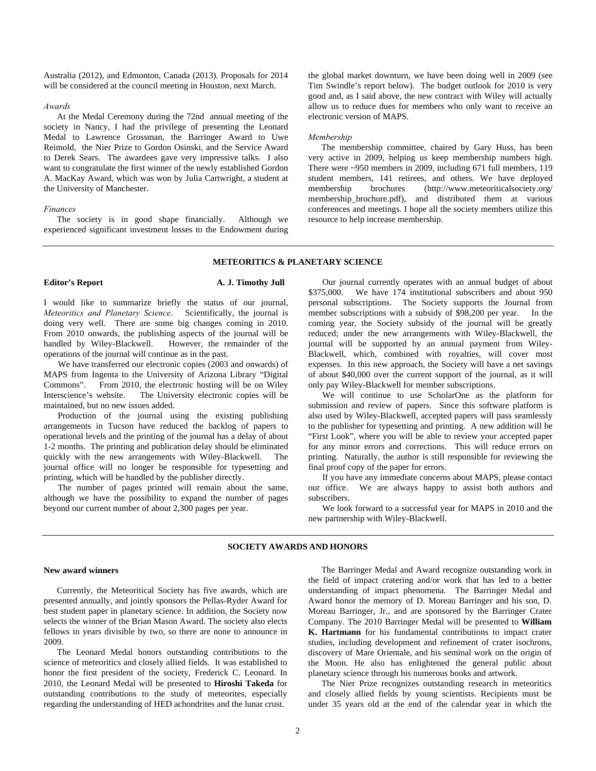Australia (2012), and Edmonton, Canada (2013). Proposals for 2014 will be considered at the council meeting in Houston, next March.

*Awards*

At the Medal Ceremony during the 72nd annual meeting of the society in Nancy, I had the privilege of presenting the Leonard Medal to Lawrence Grossman, the Barringer Award to Uwe Reimold, the Nier Prize to Gordon Osinski, and the Service Award to Derek Sears. The awardees gave very impressive talks. I also want to congratulate the first winner of the newly established Gordon A. MacKay Award, which was won by Julia Cartwright, a student at the University of Manchester.

*Finances*

The society is in good shape financially. Although we experienced significant investment losses to the Endowment during the global market downturn, we have been doing well in 2009 (see Tim Swindle's report below). The budget outlook for 2010 is very good and, as I said above, the new contract with Wiley will actually allow us to reduce dues for members who only want to receive an electronic version of MAPS.

*Membership*

The membership committee, chaired by Gary Huss, has been very active in 2009, helping us keep membership numbers high. There were ~950 members in 2009, including 671 full members, 119 student members, 141 retirees, and others. We have deployed membership brochures (http://www.meteoriticalsociety.org/membership_brochure.pdf), and distributed them at various conferences and meetings. I hope all the society members utilize this resource to help increase membership.

## METEORITICS & PLANETARY SCIENCE

**Editor's Report** — **A. J. Timothy Jull**

I would like to summarize briefly the status of our journal, *Meteoritics and Planetary Science*. Scientifically, the journal is doing very well. There are some big changes coming in 2010. From 2010 onwards, the publishing aspects of the journal will be handled by Wiley-Blackwell. However, the remainder of the operations of the journal will continue as in the past.

We have transferred our electronic copies (2003 and onwards) of MAPS from Ingenta to the University of Arizona Library "Digital Commons". From 2010, the electronic hosting will be on Wiley Interscience's website. The University electronic copies will be maintained, but no new issues added.

Production of the journal using the existing publishing arrangements in Tucson have reduced the backlog of papers to operational levels and the printing of the journal has a delay of about 1-2 months. The printing and publication delay should be eliminated quickly with the new arrangements with Wiley-Blackwell. The journal office will no longer be responsible for typesetting and printing, which will be handled by the publisher directly.

The number of pages printed will remain about the same, although we have the possibility to expand the number of pages beyond our current number of about 2,300 pages per year.

Our journal currently operates with an annual budget of about $375,000. We have 174 institutional subscribers and about 950 personal subscriptions. The Society supports the Journal from member subscriptions with a subsidy of $98,200 per year. In the coming year, the Society subsidy of the journal will be greatly reduced; under the new arrangements with Wiley-Blackwell, the journal will be supported by an annual payment from Wiley-Blackwell, which, combined with royalties, will cover most expenses. In this new approach, the Society will have a net savings of about $40,000 over the current support of the journal, as it will only pay Wiley-Blackwell for member subscriptions.

We will continue to use ScholarOne as the platform for submission and review of papers. Since this software platform is also used by Wiley-Blackwell, accepted papers will pass seamlessly to the publisher for typesetting and printing. A new addition will be "First Look", where you will be able to review your accepted paper for any minor errors and corrections. This will reduce errors on printing. Naturally, the author is still responsible for reviewing the final proof copy of the paper for errors.

If you have any immediate concerns about MAPS, please contact our office. We are always happy to assist both authors and subscribers.

We look forward to a successful year for MAPS in 2010 and the new partnership with Wiley-Blackwell.

## SOCIETY AWARDS AND HONORS

**New award winners**

Currently, the Meteoritical Society has five awards, which are presented annually, and jointly sponsors the Pellas-Ryder Award for best student paper in planetary science. In addition, the Society now selects the winner of the Brian Mason Award. The society also elects fellows in years divisible by two, so there are none to announce in 2009.

The Leonard Medal honors outstanding contributions to the science of meteoritics and closely allied fields. It was established to honor the first president of the society, Frederick C. Leonard. In 2010, the Leonard Medal will be presented to **Hiroshi Takeda** for outstanding contributions to the study of meteorites, especially regarding the understanding of HED achondrites and the lunar crust.

The Barringer Medal and Award recognize outstanding work in the field of impact cratering and/or work that has led to a better understanding of impact phenomena. The Barringer Medal and Award honor the memory of D. Moreau Barringer and his son, D. Moreau Barringer, Jr., and are sponsored by the Barringer Crater Company. The 2010 Barringer Medal will be presented to **William K. Hartmann** for his fundamental contributions to impact crater studies, including development and refinement of crater isochrons, discovery of Mare Orientale, and his seminal work on the origin of the Moon. He also has enlightened the general public about planetary science through his numerous books and artwork.

The Nier Prize recognizes outstanding research in meteoritics and closely allied fields by young scientists. Recipients must be under 35 years old at the end of the calendar year in which the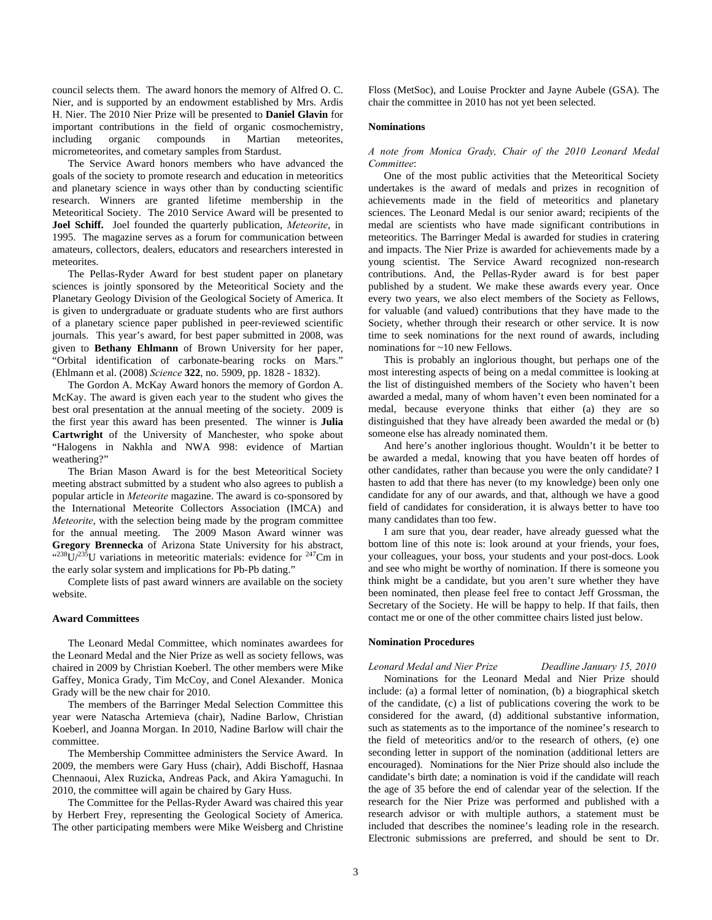council selects them. The award honors the memory of Alfred O. C. Nier, and is supported by an endowment established by Mrs. Ardis H. Nier. The 2010 Nier Prize will be presented to **Daniel Glavin** for important contributions in the field of organic cosmochemistry, including organic compounds in Martian meteorites, micrometeorites, and cometary samples from Stardust.

The Service Award honors members who have advanced the goals of the society to promote research and education in meteoritics and planetary science in ways other than by conducting scientific research. Winners are granted lifetime membership in the Meteoritical Society. The 2010 Service Award will be presented to **Joel Schiff.** Joel founded the quarterly publication, *Meteorite*, in 1995. The magazine serves as a forum for communication between amateurs, collectors, dealers, educators and researchers interested in meteorites.

The Pellas-Ryder Award for best student paper on planetary sciences is jointly sponsored by the Meteoritical Society and the Planetary Geology Division of the Geological Society of America. It is given to undergraduate or graduate students who are first authors of a planetary science paper published in peer-reviewed scientific journals. This year's award, for best paper submitted in 2008, was given to **Bethany Ehlmann** of Brown University for her paper, "Orbital identification of carbonate-bearing rocks on Mars." (Ehlmann et al. (2008) *Science* **322**, no. 5909, pp. 1828 - 1832).

The Gordon A. McKay Award honors the memory of Gordon A. McKay. The award is given each year to the student who gives the best oral presentation at the annual meeting of the society. 2009 is the first year this award has been presented. The winner is **Julia Cartwright** of the University of Manchester, who spoke about "Halogens in Nakhla and NWA 998: evidence of Martian weathering?"

The Brian Mason Award is for the best Meteoritical Society meeting abstract submitted by a student who also agrees to publish a popular article in *Meteorite* magazine. The award is co-sponsored by the International Meteorite Collectors Association (IMCA) and *Meteorite*, with the selection being made by the program committee for the annual meeting. The 2009 Mason Award winner was **Gregory Brennecka** of Arizona State University for his abstract, "$^{238}U/^{235}U$ variations in meteoritic materials: evidence for $^{247}Cm$ in the early solar system and implications for Pb-Pb dating."

Complete lists of past award winners are available on the society website.

### Award Committees

The Leonard Medal Committee, which nominates awardees for the Leonard Medal and the Nier Prize as well as society fellows, was chaired in 2009 by Christian Koeberl. The other members were Mike Gaffey, Monica Grady, Tim McCoy, and Conel Alexander. Monica Grady will be the new chair for 2010.

The members of the Barringer Medal Selection Committee this year were Natascha Artemieva (chair), Nadine Barlow, Christian Koeberl, and Joanna Morgan. In 2010, Nadine Barlow will chair the committee.

The Membership Committee administers the Service Award. In 2009, the members were Gary Huss (chair), Addi Bischoff, Hasnaa Chennaoui, Alex Ruzicka, Andreas Pack, and Akira Yamaguchi. In 2010, the committee will again be chaired by Gary Huss.

The Committee for the Pellas-Ryder Award was chaired this year by Herbert Frey, representing the Geological Society of America. The other participating members were Mike Weisberg and Christine Floss (MetSoc), and Louise Prockter and Jayne Aubele (GSA). The chair the committee in 2010 has not yet been selected.

### Nominations

*A note from Monica Grady, Chair of the 2010 Leonard Medal Committee*:

One of the most public activities that the Meteoritical Society undertakes is the award of medals and prizes in recognition of achievements made in the field of meteoritics and planetary sciences. The Leonard Medal is our senior award; recipients of the medal are scientists who have made significant contributions in meteoritics. The Barringer Medal is awarded for studies in cratering and impacts. The Nier Prize is awarded for achievements made by a young scientist. The Service Award recognized non-research contributions. And, the Pellas-Ryder award is for best paper published by a student. We make these awards every year. Once every two years, we also elect members of the Society as Fellows, for valuable (and valued) contributions that they have made to the Society, whether through their research or other service. It is now time to seek nominations for the next round of awards, including nominations for ~10 new Fellows.

This is probably an inglorious thought, but perhaps one of the most interesting aspects of being on a medal committee is looking at the list of distinguished members of the Society who haven't been awarded a medal, many of whom haven't even been nominated for a medal, because everyone thinks that either (a) they are so distinguished that they have already been awarded the medal or (b) someone else has already nominated them.

And here's another inglorious thought. Wouldn't it be better to be awarded a medal, knowing that you have beaten off hordes of other candidates, rather than because you were the only candidate? I hasten to add that there has never (to my knowledge) been only one candidate for any of our awards, and that, although we have a good field of candidates for consideration, it is always better to have too many candidates than too few.

I am sure that you, dear reader, have already guessed what the bottom line of this note is: look around at your friends, your foes, your colleagues, your boss, your students and your post-docs. Look and see who might be worthy of nomination. If there is someone you think might be a candidate, but you aren't sure whether they have been nominated, then please feel free to contact Jeff Grossman, the Secretary of the Society. He will be happy to help. If that fails, then contact me or one of the other committee chairs listed just below.

### Nomination Procedures

*Leonard Medal and Nier Prize — Deadline January 15, 2010*

Nominations for the Leonard Medal and Nier Prize should include: (a) a formal letter of nomination, (b) a biographical sketch of the candidate, (c) a list of publications covering the work to be considered for the award, (d) additional substantive information, such as statements as to the importance of the nominee's research to the field of meteoritics and/or to the research of others, (e) one seconding letter in support of the nomination (additional letters are encouraged). Nominations for the Nier Prize should also include the candidate's birth date; a nomination is void if the candidate will reach the age of 35 before the end of calendar year of the selection. If the research for the Nier Prize was performed and published with a research advisor or with multiple authors, a statement must be included that describes the nominee's leading role in the research. Electronic submissions are preferred, and should be sent to Dr.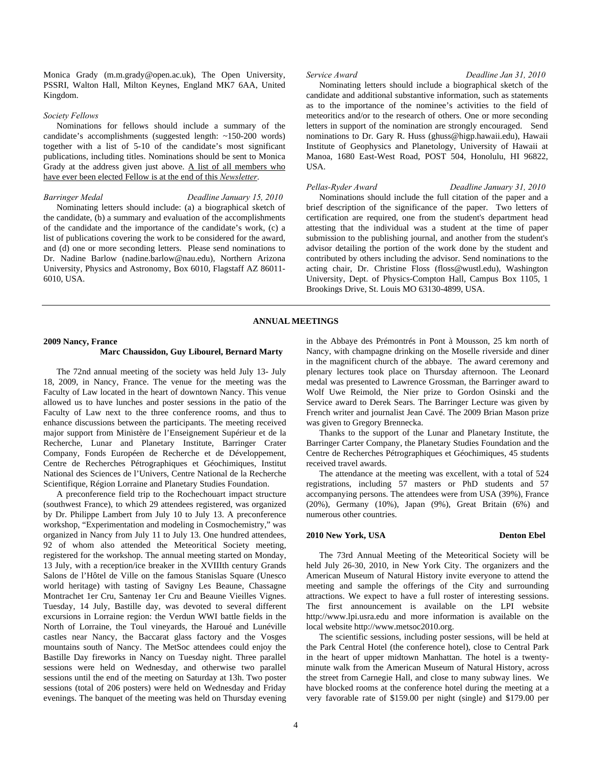Monica Grady (m.m.grady@open.ac.uk), The Open University, PSSRI, Walton Hall, Milton Keynes, England MK7 6AA, United Kingdom.

*Society Fellows*

Nominations for fellows should include a summary of the candidate's accomplishments (suggested length: ~150-200 words) together with a list of 5-10 of the candidate's most significant publications, including titles. Nominations should be sent to Monica Grady at the address given just above. A list of all members who have ever been elected Fellow is at the end of this *Newsletter*.

*Barringer Medal* *Deadline January 15, 2010*

Nominating letters should include: (a) a biographical sketch of the candidate, (b) a summary and evaluation of the accomplishments of the candidate and the importance of the candidate's work, (c) a list of publications covering the work to be considered for the award, and (d) one or more seconding letters. Please send nominations to Dr. Nadine Barlow (nadine.barlow@nau.edu), Northern Arizona University, Physics and Astronomy, Box 6010, Flagstaff AZ 86011-6010, USA.

*Service Award* *Deadline Jan 31, 2010*

Nominating letters should include a biographical sketch of the candidate and additional substantive information, such as statements as to the importance of the nominee's activities to the field of meteoritics and/or to the research of others. One or more seconding letters in support of the nomination are strongly encouraged. Send nominations to Dr. Gary R. Huss (ghuss@higp.hawaii.edu), Hawaii Institute of Geophysics and Planetology, University of Hawaii at Manoa, 1680 East-West Road, POST 504, Honolulu, HI 96822, USA.

*Pellas-Ryder Award* *Deadline January 31, 2010*

Nominations should include the full citation of the paper and a brief description of the significance of the paper. Two letters of certification are required, one from the student's department head attesting that the individual was a student at the time of paper submission to the publishing journal, and another from the student's advisor detailing the portion of the work done by the student and contributed by others including the advisor. Send nominations to the acting chair, Dr. Christine Floss (floss@wustl.edu), Washington University, Dept. of Physics-Compton Hall, Campus Box 1105, 1 Brookings Drive, St. Louis MO 63130-4899, USA.

## ANNUAL MEETINGS

### 2009 Nancy, France

**Marc Chaussidon, Guy Libourel, Bernard Marty**

The 72nd annual meeting of the society was held July 13- July 18, 2009, in Nancy, France. The venue for the meeting was the Faculty of Law located in the heart of downtown Nancy. This venue allowed us to have lunches and poster sessions in the patio of the Faculty of Law next to the three conference rooms, and thus to enhance discussions between the participants. The meeting received major support from Ministère de l'Enseignement Supérieur et de la Recherche, Lunar and Planetary Institute, Barringer Crater Company, Fonds Européen de Recherche et de Développement, Centre de Recherches Pétrographiques et Géochimiques, Institut National des Sciences de l'Univers, Centre National de la Recherche Scientifique, Région Lorraine and Planetary Studies Foundation.

A preconference field trip to the Rochechouart impact structure (southwest France), to which 29 attendees registered, was organized by Dr. Philippe Lambert from July 10 to July 13. A preconference workshop, "Experimentation and modeling in Cosmochemistry," was organized in Nancy from July 11 to July 13. One hundred attendees, 92 of whom also attended the Meteoritical Society meeting, registered for the workshop. The annual meeting started on Monday, 13 July, with a reception/ice breaker in the XVIIIth century Grands Salons de l'Hôtel de Ville on the famous Stanislas Square (Unesco world heritage) with tasting of Savigny Les Beaune, Chassagne Montrachet 1er Cru, Santenay 1er Cru and Beaune Vieilles Vignes. Tuesday, 14 July, Bastille day, was devoted to several different excursions in Lorraine region: the Verdun WWI battle fields in the North of Lorraine, the Toul vineyards, the Haroué and Lunéville castles near Nancy, the Baccarat glass factory and the Vosges mountains south of Nancy. The MetSoc attendees could enjoy the Bastille Day fireworks in Nancy on Tuesday night. Three parallel sessions were held on Wednesday, and otherwise two parallel sessions until the end of the meeting on Saturday at 13h. Two poster sessions (total of 206 posters) were held on Wednesday and Friday evenings. The banquet of the meeting was held on Thursday evening in the Abbaye des Prémontrés in Pont à Mousson, 25 km north of Nancy, with champagne drinking on the Moselle riverside and diner in the magnificent church of the abbaye. The award ceremony and plenary lectures took place on Thursday afternoon. The Leonard medal was presented to Lawrence Grossman, the Barringer award to Wolf Uwe Reimold, the Nier prize to Gordon Osinski and the Service award to Derek Sears. The Barringer Lecture was given by French writer and journalist Jean Cavé. The 2009 Brian Mason prize was given to Gregory Brennecka.

Thanks to the support of the Lunar and Planetary Institute, the Barringer Carter Company, the Planetary Studies Foundation and the Centre de Recherches Pétrographiques et Géochimiques, 45 students received travel awards.

The attendance at the meeting was excellent, with a total of 524 registrations, including 57 masters or PhD students and 57 accompanying persons. The attendees were from USA (39%), France (20%), Germany (10%), Japan (9%), Great Britain (6%) and numerous other countries.

### 2010 New York, USA

**Denton Ebel**

The 73rd Annual Meeting of the Meteoritical Society will be held July 26-30, 2010, in New York City. The organizers and the American Museum of Natural History invite everyone to attend the meeting and sample the offerings of the City and surrounding attractions. We expect to have a full roster of interesting sessions. The first announcement is available on the LPI website http://www.lpi.usra.edu and more information is available on the local website http://www.metsoc2010.org.

The scientific sessions, including poster sessions, will be held at the Park Central Hotel (the conference hotel), close to Central Park in the heart of upper midtown Manhattan. The hotel is a twenty-minute walk from the American Museum of Natural History, across the street from Carnegie Hall, and close to many subway lines. We have blocked rooms at the conference hotel during the meeting at a very favorable rate of $159.00 per night (single) and $179.00 per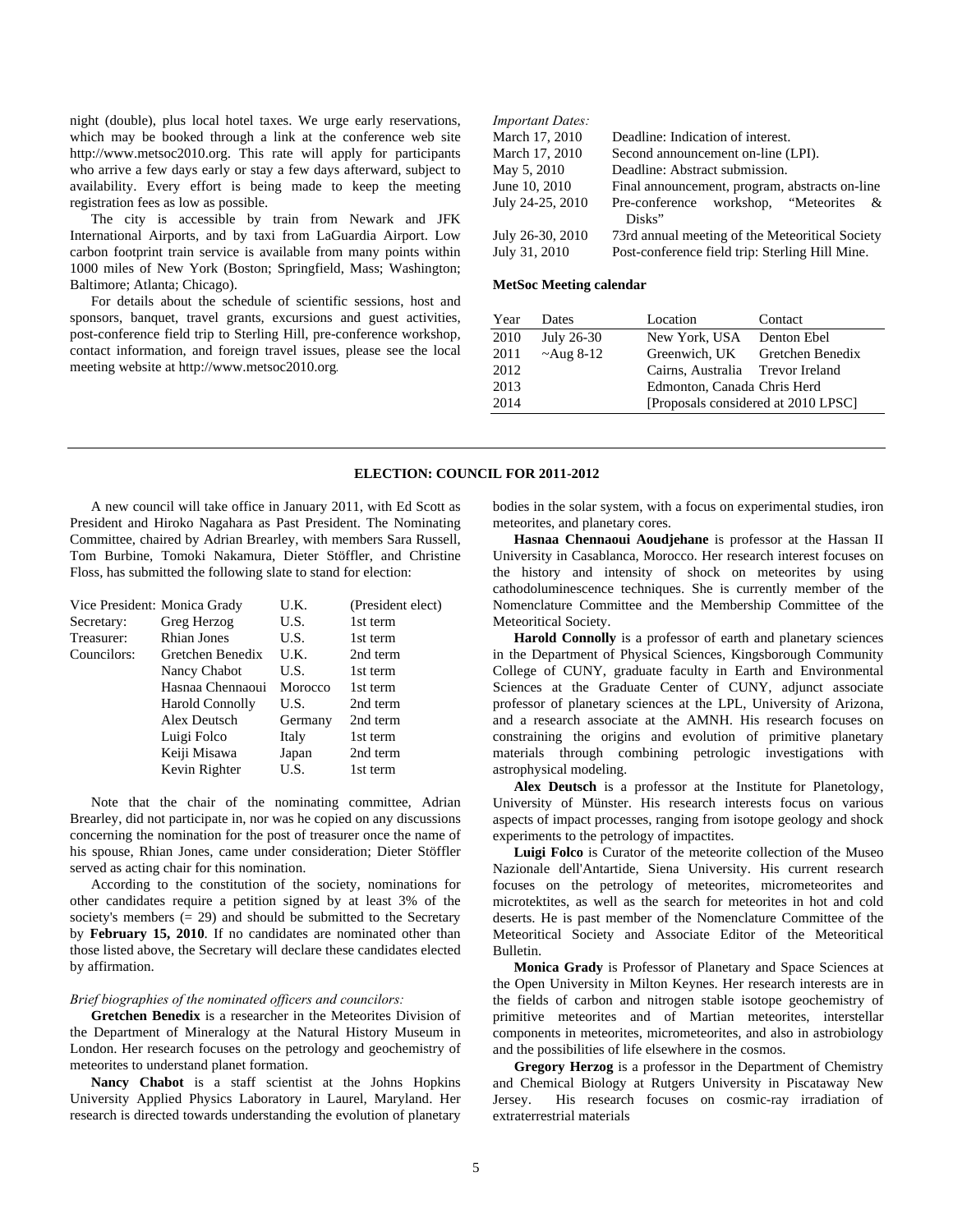night (double), plus local hotel taxes. We urge early reservations, which may be booked through a link at the conference web site http://www.metsoc2010.org. This rate will apply for participants who arrive a few days early or stay a few days afterward, subject to availability. Every effort is being made to keep the meeting registration fees as low as possible.

The city is accessible by train from Newark and JFK International Airports, and by taxi from LaGuardia Airport. Low carbon footprint train service is available from many points within 1000 miles of New York (Boston; Springfield, Mass; Washington; Baltimore; Atlanta; Chicago).

For details about the schedule of scientific sessions, host and sponsors, banquet, travel grants, excursions and guest activities, post-conference field trip to Sterling Hill, pre-conference workshop, contact information, and foreign travel issues, please see the local meeting website at http://www.metsoc2010.org.

*Important Dates:*

| | |
|---|---|
| March 17, 2010 | Deadline: Indication of interest. |
| March 17, 2010 | Second announcement on-line (LPI). |
| May 5, 2010 | Deadline: Abstract submission. |
| June 10, 2010 | Final announcement, program, abstracts on-line |
| July 24-25, 2010 | Pre-conference workshop, "Meteorites & Disks" |
| July 26-30, 2010 | 73rd annual meeting of the Meteoritical Society |
| July 31, 2010 | Post-conference field trip: Sterling Hill Mine. |

**MetSoc Meeting calendar**

| Year | Dates | Location | Contact |
|---|---|---|---|
| 2010 | July 26-30 | New York, USA | Denton Ebel |
| 2011 | ~Aug 8-12 | Greenwich, UK | Gretchen Benedix |
| 2012 | | Cairns, Australia | Trevor Ireland |
| 2013 | | Edmonton, Canada | Chris Herd |
| 2014 | | [Proposals considered at 2010 LPSC] | |

## ELECTION: COUNCIL FOR 2011-2012

A new council will take office in January 2011, with Ed Scott as President and Hiroko Nagahara as Past President. The Nominating Committee, chaired by Adrian Brearley, with members Sara Russell, Tom Burbine, Tomoki Nakamura, Dieter Stöffler, and Christine Floss, has submitted the following slate to stand for election:

| | | | |
|---|---|---|---|
| Vice President: | Monica Grady | U.K. | (President elect) |
| Secretary: | Greg Herzog | U.S. | 1st term |
| Treasurer: | Rhian Jones | U.S. | 1st term |
| Councilors: | Gretchen Benedix | U.K. | 2nd term |
| | Nancy Chabot | U.S. | 1st term |
| | Hasnaa Chennaoui | Morocco | 1st term |
| | Harold Connolly | U.S. | 2nd term |
| | Alex Deutsch | Germany | 2nd term |
| | Luigi Folco | Italy | 1st term |
| | Keiji Misawa | Japan | 2nd term |
| | Kevin Righter | U.S. | 1st term |

Note that the chair of the nominating committee, Adrian Brearley, did not participate in, nor was he copied on any discussions concerning the nomination for the post of treasurer once the name of his spouse, Rhian Jones, came under consideration; Dieter Stöffler served as acting chair for this nomination.

According to the constitution of the society, nominations for other candidates require a petition signed by at least 3% of the society's members (= 29) and should be submitted to the Secretary by **February 15, 2010**. If no candidates are nominated other than those listed above, the Secretary will declare these candidates elected by affirmation.

*Brief biographies of the nominated officers and councilors:*

**Gretchen Benedix** is a researcher in the Meteorites Division of the Department of Mineralogy at the Natural History Museum in London. Her research focuses on the petrology and geochemistry of meteorites to understand planet formation.

**Nancy Chabot** is a staff scientist at the Johns Hopkins University Applied Physics Laboratory in Laurel, Maryland. Her research is directed towards understanding the evolution of planetary bodies in the solar system, with a focus on experimental studies, iron meteorites, and planetary cores.

**Hasnaa Chennaoui Aoudjehane** is professor at the Hassan II University in Casablanca, Morocco. Her research interest focuses on the history and intensity of shock on meteorites by using cathodoluminescence techniques. She is currently member of the Nomenclature Committee and the Membership Committee of the Meteoritical Society.

**Harold Connolly** is a professor of earth and planetary sciences in the Department of Physical Sciences, Kingsborough Community College of CUNY, graduate faculty in Earth and Environmental Sciences at the Graduate Center of CUNY, adjunct associate professor of planetary sciences at the LPL, University of Arizona, and a research associate at the AMNH. His research focuses on constraining the origins and evolution of primitive planetary materials through combining petrologic investigations with astrophysical modeling.

**Alex Deutsch** is a professor at the Institute for Planetology, University of Münster. His research interests focus on various aspects of impact processes, ranging from isotope geology and shock experiments to the petrology of impactites.

**Luigi Folco** is Curator of the meteorite collection of the Museo Nazionale dell'Antartide, Siena University. His current research focuses on the petrology of meteorites, micrometeorites and microtektites, as well as the search for meteorites in hot and cold deserts. He is past member of the Nomenclature Committee of the Meteoritical Society and Associate Editor of the Meteoritical Bulletin.

**Monica Grady** is Professor of Planetary and Space Sciences at the Open University in Milton Keynes. Her research interests are in the fields of carbon and nitrogen stable isotope geochemistry of primitive meteorites and of Martian meteorites, interstellar components in meteorites, micrometeorites, and also in astrobiology and the possibilities of life elsewhere in the cosmos.

**Gregory Herzog** is a professor in the Department of Chemistry and Chemical Biology at Rutgers University in Piscataway New Jersey. His research focuses on cosmic-ray irradiation of extraterrestrial materials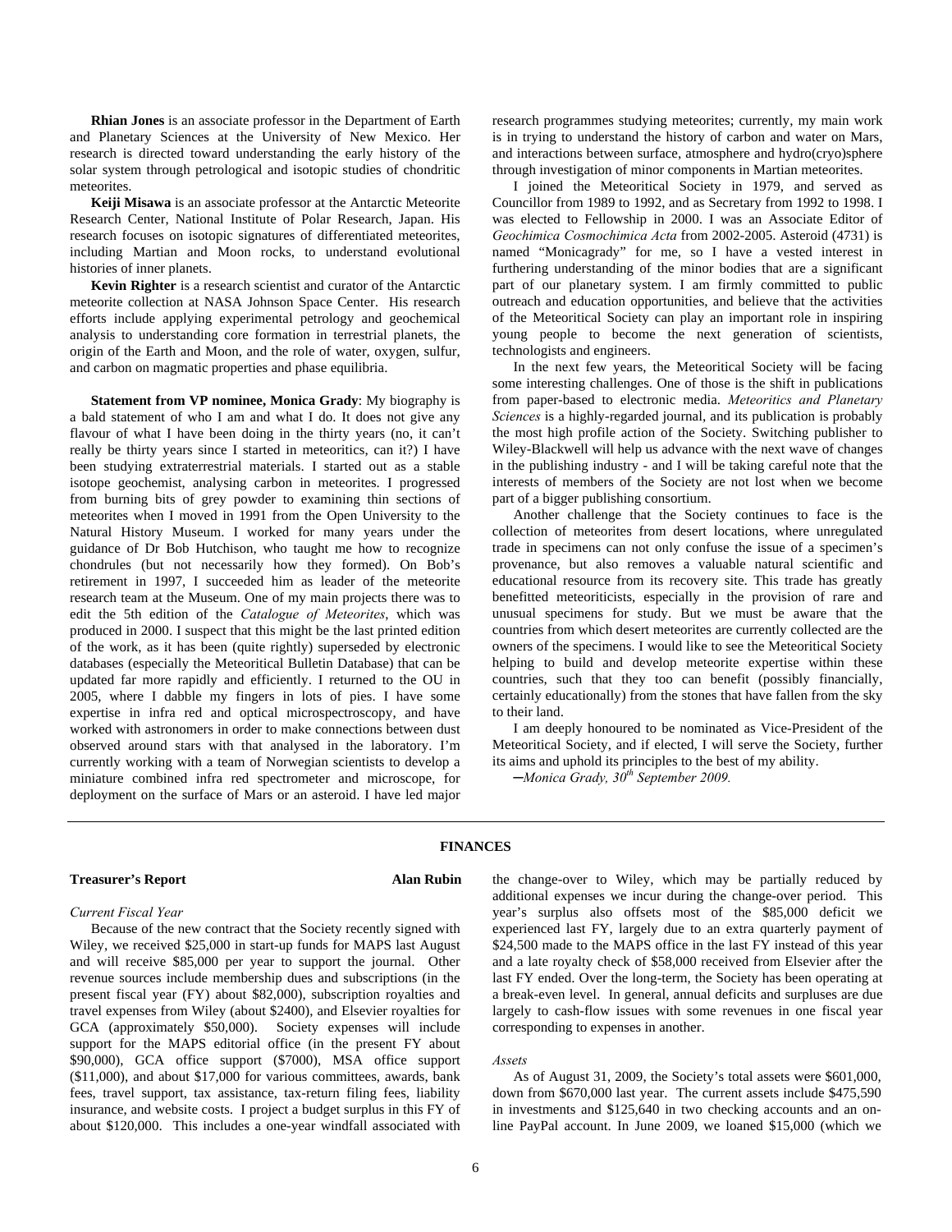**Rhian Jones** is an associate professor in the Department of Earth and Planetary Sciences at the University of New Mexico. Her research is directed toward understanding the early history of the solar system through petrological and isotopic studies of chondritic meteorites.

**Keiji Misawa** is an associate professor at the Antarctic Meteorite Research Center, National Institute of Polar Research, Japan. His research focuses on isotopic signatures of differentiated meteorites, including Martian and Moon rocks, to understand evolutional histories of inner planets.

**Kevin Righter** is a research scientist and curator of the Antarctic meteorite collection at NASA Johnson Space Center. His research efforts include applying experimental petrology and geochemical analysis to understanding core formation in terrestrial planets, the origin of the Earth and Moon, and the role of water, oxygen, sulfur, and carbon on magmatic properties and phase equilibria.

**Statement from VP nominee, Monica Grady**: My biography is a bald statement of who I am and what I do. It does not give any flavour of what I have been doing in the thirty years (no, it can't really be thirty years since I started in meteoritics, can it?) I have been studying extraterrestrial materials. I started out as a stable isotope geochemist, analysing carbon in meteorites. I progressed from burning bits of grey powder to examining thin sections of meteorites when I moved in 1991 from the Open University to the Natural History Museum. I worked for many years under the guidance of Dr Bob Hutchison, who taught me how to recognize chondrules (but not necessarily how they formed). On Bob's retirement in 1997, I succeeded him as leader of the meteorite research team at the Museum. One of my main projects there was to edit the 5th edition of the *Catalogue of Meteorites*, which was produced in 2000. I suspect that this might be the last printed edition of the work, as it has been (quite rightly) superseded by electronic databases (especially the Meteoritical Bulletin Database) that can be updated far more rapidly and efficiently. I returned to the OU in 2005, where I dabble my fingers in lots of pies. I have some expertise in infra red and optical microspectroscopy, and have worked with astronomers in order to make connections between dust observed around stars with that analysed in the laboratory. I'm currently working with a team of Norwegian scientists to develop a miniature combined infra red spectrometer and microscope, for deployment on the surface of Mars or an asteroid. I have led major research programmes studying meteorites; currently, my main work is in trying to understand the history of carbon and water on Mars, and interactions between surface, atmosphere and hydro(cryo)sphere through investigation of minor components in Martian meteorites.

I joined the Meteoritical Society in 1979, and served as Councillor from 1989 to 1992, and as Secretary from 1992 to 1998. I was elected to Fellowship in 2000. I was an Associate Editor of *Geochimica Cosmochimica Acta* from 2002-2005. Asteroid (4731) is named "Monicagrady" for me, so I have a vested interest in furthering understanding of the minor bodies that are a significant part of our planetary system. I am firmly committed to public outreach and education opportunities, and believe that the activities of the Meteoritical Society can play an important role in inspiring young people to become the next generation of scientists, technologists and engineers.

In the next few years, the Meteoritical Society will be facing some interesting challenges. One of those is the shift in publications from paper-based to electronic media. *Meteoritics and Planetary Sciences* is a highly-regarded journal, and its publication is probably the most high profile action of the Society. Switching publisher to Wiley-Blackwell will help us advance with the next wave of changes in the publishing industry - and I will be taking careful note that the interests of members of the Society are not lost when we become part of a bigger publishing consortium.

Another challenge that the Society continues to face is the collection of meteorites from desert locations, where unregulated trade in specimens can not only confuse the issue of a specimen's provenance, but also removes a valuable natural scientific and educational resource from its recovery site. This trade has greatly benefitted meteoriticists, especially in the provision of rare and unusual specimens for study. But we must be aware that the countries from which desert meteorites are currently collected are the owners of the specimens. I would like to see the Meteoritical Society helping to build and develop meteorite expertise within these countries, such that they too can benefit (possibly financially, certainly educationally) from the stones that have fallen from the sky to their land.

I am deeply honoured to be nominated as Vice-President of the Meteoritical Society, and if elected, I will serve the Society, further its aims and uphold its principles to the best of my ability.

*—Monica Grady, 30th September 2009.*

## FINANCES

**Treasurer's Report** **Alan Rubin**

*Current Fiscal Year*

Because of the new contract that the Society recently signed with Wiley, we received \$25,000 in start-up funds for MAPS last August and will receive \$85,000 per year to support the journal. Other revenue sources include membership dues and subscriptions (in the present fiscal year (FY) about \$82,000), subscription royalties and travel expenses from Wiley (about \$2400), and Elsevier royalties for GCA (approximately \$50,000). Society expenses will include support for the MAPS editorial office (in the present FY about \$90,000), GCA office support (\$7000), MSA office support (\$11,000), and about \$17,000 for various committees, awards, bank fees, travel support, tax assistance, tax-return filing fees, liability insurance, and website costs. I project a budget surplus in this FY of about \$120,000. This includes a one-year windfall associated with the change-over to Wiley, which may be partially reduced by additional expenses we incur during the change-over period. This year's surplus also offsets most of the \$85,000 deficit we experienced last FY, largely due to an extra quarterly payment of \$24,500 made to the MAPS office in the last FY instead of this year and a late royalty check of \$58,000 received from Elsevier after the last FY ended. Over the long-term, the Society has been operating at a break-even level. In general, annual deficits and surpluses are due largely to cash-flow issues with some revenues in one fiscal year corresponding to expenses in another.

*Assets*

As of August 31, 2009, the Society's total assets were \$601,000, down from \$670,000 last year. The current assets include \$475,590 in investments and \$125,640 in two checking accounts and an on-line PayPal account. In June 2009, we loaned \$15,000 (which we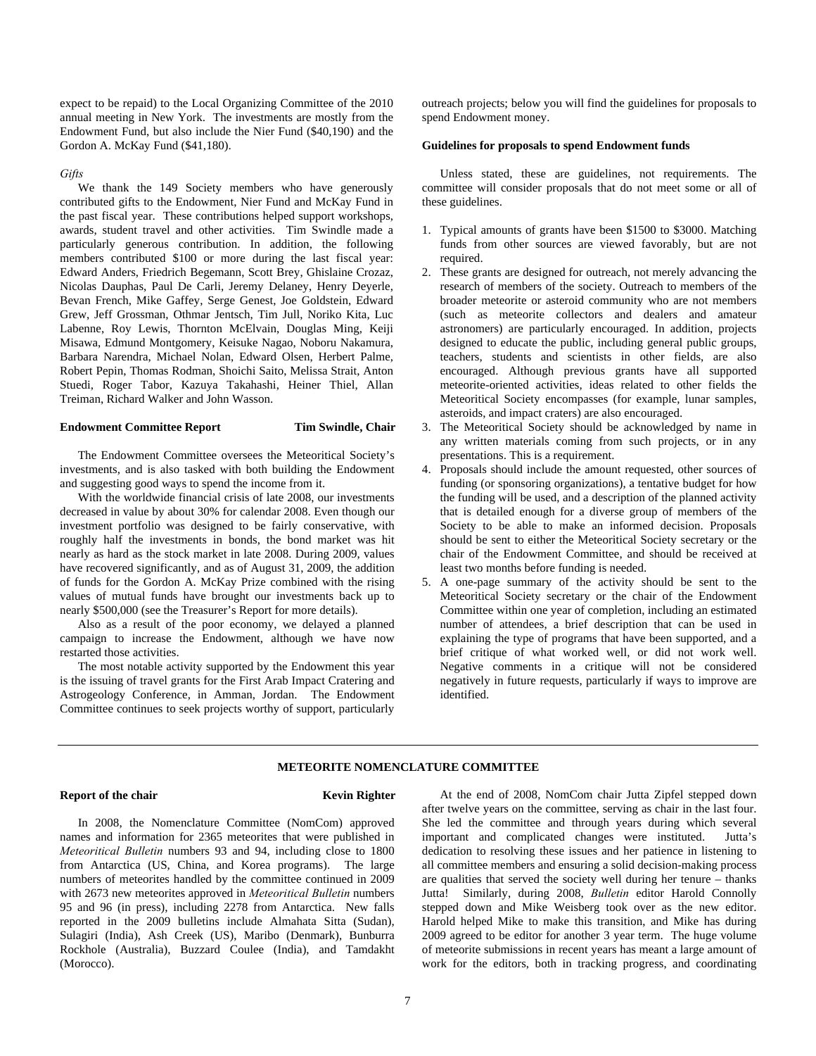expect to be repaid) to the Local Organizing Committee of the 2010 annual meeting in New York. The investments are mostly from the Endowment Fund, but also include the Nier Fund ($40,190) and the Gordon A. McKay Fund ($41,180).

*Gifts*

We thank the 149 Society members who have generously contributed gifts to the Endowment, Nier Fund and McKay Fund in the past fiscal year. These contributions helped support workshops, awards, student travel and other activities. Tim Swindle made a particularly generous contribution. In addition, the following members contributed $100 or more during the last fiscal year: Edward Anders, Friedrich Begemann, Scott Brey, Ghislaine Crozaz, Nicolas Dauphas, Paul De Carli, Jeremy Delaney, Henry Deyerle, Bevan French, Mike Gaffey, Serge Genest, Joe Goldstein, Edward Grew, Jeff Grossman, Othmar Jentsch, Tim Jull, Noriko Kita, Luc Labenne, Roy Lewis, Thornton McElvain, Douglas Ming, Keiji Misawa, Edmund Montgomery, Keisuke Nagao, Noboru Nakamura, Barbara Narendra, Michael Nolan, Edward Olsen, Herbert Palme, Robert Pepin, Thomas Rodman, Shoichi Saito, Melissa Strait, Anton Stuedi, Roger Tabor, Kazuya Takahashi, Heiner Thiel, Allan Treiman, Richard Walker and John Wasson.

**Endowment Committee Report** **Tim Swindle, Chair**

The Endowment Committee oversees the Meteoritical Society's investments, and is also tasked with both building the Endowment and suggesting good ways to spend the income from it.

With the worldwide financial crisis of late 2008, our investments decreased in value by about 30% for calendar 2008. Even though our investment portfolio was designed to be fairly conservative, with roughly half the investments in bonds, the bond market was hit nearly as hard as the stock market in late 2008. During 2009, values have recovered significantly, and as of August 31, 2009, the addition of funds for the Gordon A. McKay Prize combined with the rising values of mutual funds have brought our investments back up to nearly $500,000 (see the Treasurer's Report for more details).

Also as a result of the poor economy, we delayed a planned campaign to increase the Endowment, although we have now restarted those activities.

The most notable activity supported by the Endowment this year is the issuing of travel grants for the First Arab Impact Cratering and Astrogeology Conference, in Amman, Jordan. The Endowment Committee continues to seek projects worthy of support, particularly outreach projects; below you will find the guidelines for proposals to spend Endowment money.

**Guidelines for proposals to spend Endowment funds**

Unless stated, these are guidelines, not requirements. The committee will consider proposals that do not meet some or all of these guidelines.

1. Typical amounts of grants have been $1500 to $3000. Matching funds from other sources are viewed favorably, but are not required.
2. These grants are designed for outreach, not merely advancing the research of members of the society. Outreach to members of the broader meteorite or asteroid community who are not members (such as meteorite collectors and dealers and amateur astronomers) are particularly encouraged. In addition, projects designed to educate the public, including general public groups, teachers, students and scientists in other fields, are also encouraged. Although previous grants have all supported meteorite-oriented activities, ideas related to other fields the Meteoritical Society encompasses (for example, lunar samples, asteroids, and impact craters) are also encouraged.
3. The Meteoritical Society should be acknowledged by name in any written materials coming from such projects, or in any presentations. This is a requirement.
4. Proposals should include the amount requested, other sources of funding (or sponsoring organizations), a tentative budget for how the funding will be used, and a description of the planned activity that is detailed enough for a diverse group of members of the Society to be able to make an informed decision. Proposals should be sent to either the Meteoritical Society secretary or the chair of the Endowment Committee, and should be received at least two months before funding is needed.
5. A one-page summary of the activity should be sent to the Meteoritical Society secretary or the chair of the Endowment Committee within one year of completion, including an estimated number of attendees, a brief description that can be used in explaining the type of programs that have been supported, and a brief critique of what worked well, or did not work well. Negative comments in a critique will not be considered negatively in future requests, particularly if ways to improve are identified.

## METEORITE NOMENCLATURE COMMITTEE

**Report of the chair** **Kevin Righter**

In 2008, the Nomenclature Committee (NomCom) approved names and information for 2365 meteorites that were published in *Meteoritical Bulletin* numbers 93 and 94, including close to 1800 from Antarctica (US, China, and Korea programs). The large numbers of meteorites handled by the committee continued in 2009 with 2673 new meteorites approved in *Meteoritical Bulletin* numbers 95 and 96 (in press), including 2278 from Antarctica. New falls reported in the 2009 bulletins include Almahata Sitta (Sudan), Sulagiri (India), Ash Creek (US), Maribo (Denmark), Bunburra Rockhole (Australia), Buzzard Coulee (India), and Tamdakht (Morocco).

At the end of 2008, NomCom chair Jutta Zipfel stepped down after twelve years on the committee, serving as chair in the last four. She led the committee and through years during which several important and complicated changes were instituted. Jutta's dedication to resolving these issues and her patience in listening to all committee members and ensuring a solid decision-making process are qualities that served the society well during her tenure – thanks Jutta! Similarly, during 2008, *Bulletin* editor Harold Connolly stepped down and Mike Weisberg took over as the new editor. Harold helped Mike to make this transition, and Mike has during 2009 agreed to be editor for another 3 year term. The huge volume of meteorite submissions in recent years has meant a large amount of work for the editors, both in tracking progress, and coordinating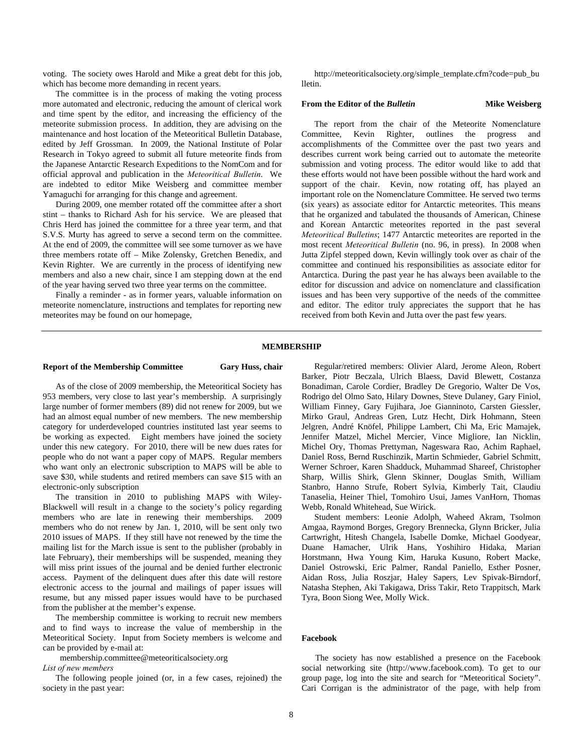voting. The society owes Harold and Mike a great debt for this job, which has become more demanding in recent years.

The committee is in the process of making the voting process more automated and electronic, reducing the amount of clerical work and time spent by the editor, and increasing the efficiency of the meteorite submission process. In addition, they are advising on the maintenance and host location of the Meteoritical Bulletin Database, edited by Jeff Grossman. In 2009, the National Institute of Polar Research in Tokyo agreed to submit all future meteorite finds from the Japanese Antarctic Research Expeditions to the NomCom and for official approval and publication in the *Meteoritical Bulletin*. We are indebted to editor Mike Weisberg and committee member Yamaguchi for arranging for this change and agreement.

During 2009, one member rotated off the committee after a short stint – thanks to Richard Ash for his service. We are pleased that Chris Herd has joined the committee for a three year term, and that S.V.S. Murty has agreed to serve a second term on the committee. At the end of 2009, the committee will see some turnover as we have three members rotate off – Mike Zolensky, Gretchen Benedix, and Kevin Righter. We are currently in the process of identifying new members and also a new chair, since I am stepping down at the end of the year having served two three year terms on the committee.

Finally a reminder - as in former years, valuable information on meteorite nomenclature, instructions and templates for reporting new meteorites may be found on our homepage,

http://meteoriticalsociety.org/simple_template.cfm?code=pub_bulletin.

### From the Editor of the *Bulletin* — Mike Weisberg

The report from the chair of the Meteorite Nomenclature Committee, Kevin Righter, outlines the progress and accomplishments of the Committee over the past two years and describes current work being carried out to automate the meteorite submission and voting process. The editor would like to add that these efforts would not have been possible without the hard work and support of the chair. Kevin, now rotating off, has played an important role on the Nomenclature Committee. He served two terms (six years) as associate editor for Antarctic meteorites. This means that he organized and tabulated the thousands of American, Chinese and Korean Antarctic meteorites reported in the past several *Meteoritical Bulletins*; 1477 Antarctic meteorites are reported in the most recent *Meteoritical Bulletin* (no. 96, in press). In 2008 when Jutta Zipfel stepped down, Kevin willingly took over as chair of the committee and continued his responsibilities as associate editor for Antarctica. During the past year he has always been available to the editor for discussion and advice on nomenclature and classification issues and has been very supportive of the needs of the committee and editor. The editor truly appreciates the support that he has received from both Kevin and Jutta over the past few years.

## MEMBERSHIP

### Report of the Membership Committee — Gary Huss, chair

As of the close of 2009 membership, the Meteoritical Society has 953 members, very close to last year's membership. A surprisingly large number of former members (89) did not renew for 2009, but we had an almost equal number of new members. The new membership category for underdeveloped countries instituted last year seems to be working as expected. Eight members have joined the society under this new category. For 2010, there will be new dues rates for people who do not want a paper copy of MAPS. Regular members who want only an electronic subscription to MAPS will be able to save $30, while students and retired members can save $15 with an electronic-only subscription

The transition in 2010 to publishing MAPS with Wiley-Blackwell will result in a change to the society's policy regarding members who are late in renewing their memberships. 2009 members who do not renew by Jan. 1, 2010, will be sent only two 2010 issues of MAPS. If they still have not renewed by the time the mailing list for the March issue is sent to the publisher (probably in late February), their memberships will be suspended, meaning they will miss print issues of the journal and be denied further electronic access. Payment of the delinquent dues after this date will restore electronic access to the journal and mailings of paper issues will resume, but any missed paper issues would have to be purchased from the publisher at the member's expense.

The membership committee is working to recruit new members and to find ways to increase the value of membership in the Meteoritical Society. Input from Society members is welcome and can be provided by e-mail at:

membership.committee@meteoriticalsociety.org

*List of new members*

The following people joined (or, in a few cases, rejoined) the society in the past year:

Regular/retired members: Olivier Alard, Jerome Aleon, Robert Barker, Piotr Beczala, Ulrich Blaess, David Blewett, Costanza Bonadiman, Carole Cordier, Bradley De Gregorio, Walter De Vos, Rodrigo del Olmo Sato, Hilary Downes, Steve Dulaney, Gary Finiol, William Finney, Gary Fujihara, Joe Gianninoto, Carsten Giessler, Mirko Graul, Andreas Gren, Lutz Hecht, Dirk Hohmann, Steen Jelgren, André Knöfel, Philippe Lambert, Chi Ma, Eric Mamajek, Jennifer Matzel, Michel Mercier, Vince Migliore, Ian Nicklin, Michel Ory, Thomas Prettyman, Nageswara Rao, Achim Raphael, Daniel Ross, Bernd Ruschinzik, Martin Schmieder, Gabriel Schmitt, Werner Schroer, Karen Shadduck, Muhammad Shareef, Christopher Sharp, Willis Shirk, Glenn Skinner, Douglas Smith, William Stanbro, Hanno Strufe, Robert Sylvia, Kimberly Tait, Claudiu Tanaselia, Heiner Thiel, Tomohiro Usui, James VanHorn, Thomas Webb, Ronald Whitehead, Sue Wirick.

Student members: Leonie Adolph, Waheed Akram, Tsolmon Amgaa, Raymond Borges, Gregory Brennecka, Glynn Bricker, Julia Cartwright, Hitesh Changela, Isabelle Domke, Michael Goodyear, Duane Hamacher, Ulrik Hans, Yoshihiro Hidaka, Marian Horstmann, Hwa Young Kim, Haruka Kusuno, Robert Macke, Daniel Ostrowski, Eric Palmer, Randal Paniello, Esther Posner, Aidan Ross, Julia Roszjar, Haley Sapers, Lev Spivak-Birndorf, Natasha Stephen, Aki Takigawa, Driss Takir, Reto Trappitsch, Mark Tyra, Boon Siong Wee, Molly Wick.

### Facebook

The society has now established a presence on the Facebook social networking site (http://www.facebook.com). To get to our group page, log into the site and search for "Meteoritical Society". Cari Corrigan is the administrator of the page, with help from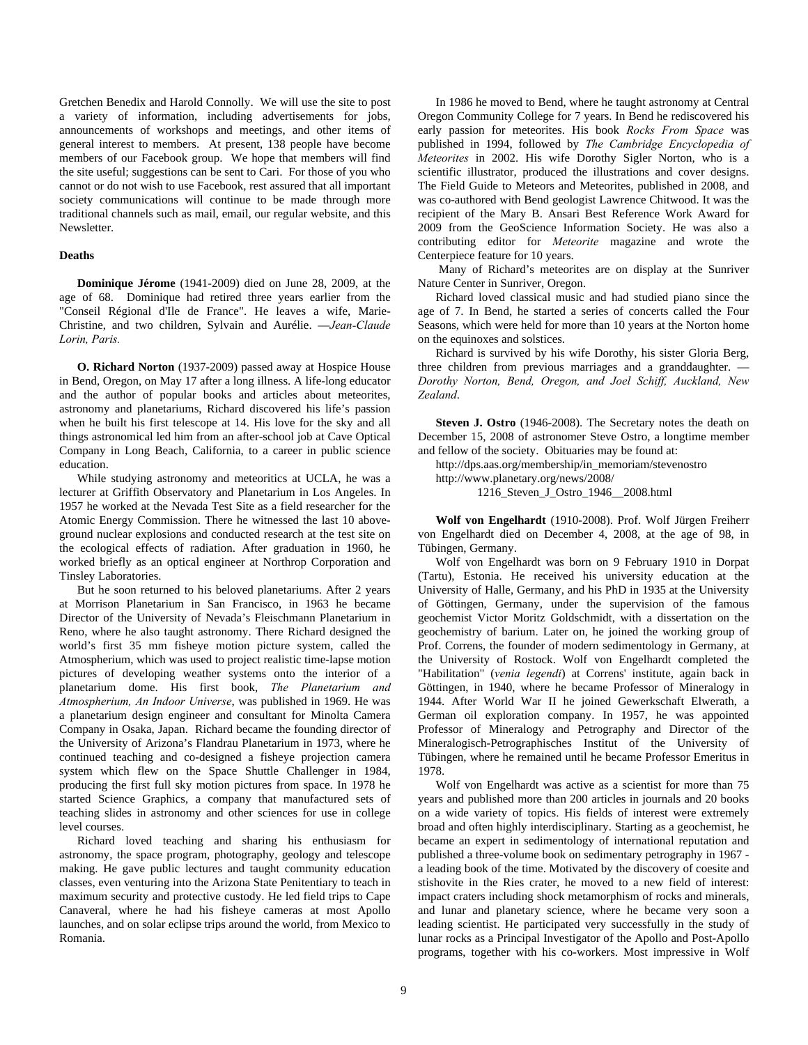Gretchen Benedix and Harold Connolly. We will use the site to post a variety of information, including advertisements for jobs, announcements of workshops and meetings, and other items of general interest to members. At present, 138 people have become members of our Facebook group. We hope that members will find the site useful; suggestions can be sent to Cari. For those of you who cannot or do not wish to use Facebook, rest assured that all important society communications will continue to be made through more traditional channels such as mail, email, our regular website, and this Newsletter.

**Deaths**

**Dominique Jérome** (1941-2009) died on June 28, 2009, at the age of 68. Dominique had retired three years earlier from the "Conseil Régional d'Ile de France". He leaves a wife, Marie-Christine, and two children, Sylvain and Aurélie. —*Jean-Claude Lorin, Paris.*

**O. Richard Norton** (1937-2009) passed away at Hospice House in Bend, Oregon, on May 17 after a long illness. A life-long educator and the author of popular books and articles about meteorites, astronomy and planetariums, Richard discovered his life's passion when he built his first telescope at 14. His love for the sky and all things astronomical led him from an after-school job at Cave Optical Company in Long Beach, California, to a career in public science education.

While studying astronomy and meteoritics at UCLA, he was a lecturer at Griffith Observatory and Planetarium in Los Angeles. In 1957 he worked at the Nevada Test Site as a field researcher for the Atomic Energy Commission. There he witnessed the last 10 above-ground nuclear explosions and conducted research at the test site on the ecological effects of radiation. After graduation in 1960, he worked briefly as an optical engineer at Northrop Corporation and Tinsley Laboratories.

But he soon returned to his beloved planetariums. After 2 years at Morrison Planetarium in San Francisco, in 1963 he became Director of the University of Nevada's Fleischmann Planetarium in Reno, where he also taught astronomy. There Richard designed the world's first 35 mm fisheye motion picture system, called the Atmospherium, which was used to project realistic time-lapse motion pictures of developing weather systems onto the interior of a planetarium dome. His first book, *The Planetarium and Atmospherium, An Indoor Universe*, was published in 1969. He was a planetarium design engineer and consultant for Minolta Camera Company in Osaka, Japan. Richard became the founding director of the University of Arizona's Flandrau Planetarium in 1973, where he continued teaching and co-designed a fisheye projection camera system which flew on the Space Shuttle Challenger in 1984, producing the first full sky motion pictures from space. In 1978 he started Science Graphics, a company that manufactured sets of teaching slides in astronomy and other sciences for use in college level courses.

Richard loved teaching and sharing his enthusiasm for astronomy, the space program, photography, geology and telescope making. He gave public lectures and taught community education classes, even venturing into the Arizona State Penitentiary to teach in maximum security and protective custody. He led field trips to Cape Canaveral, where he had his fisheye cameras at most Apollo launches, and on solar eclipse trips around the world, from Mexico to Romania.

In 1986 he moved to Bend, where he taught astronomy at Central Oregon Community College for 7 years. In Bend he rediscovered his early passion for meteorites. His book *Rocks From Space* was published in 1994, followed by *The Cambridge Encyclopedia of Meteorites* in 2002. His wife Dorothy Sigler Norton, who is a scientific illustrator, produced the illustrations and cover designs. The Field Guide to Meteors and Meteorites, published in 2008, and was co-authored with Bend geologist Lawrence Chitwood. It was the recipient of the Mary B. Ansari Best Reference Work Award for 2009 from the GeoScience Information Society. He was also a contributing editor for *Meteorite* magazine and wrote the Centerpiece feature for 10 years.

Many of Richard's meteorites are on display at the Sunriver Nature Center in Sunriver, Oregon.

Richard loved classical music and had studied piano since the age of 7. In Bend, he started a series of concerts called the Four Seasons, which were held for more than 10 years at the Norton home on the equinoxes and solstices.

Richard is survived by his wife Dorothy, his sister Gloria Berg, three children from previous marriages and a granddaughter. —*Dorothy Norton, Bend, Oregon, and Joel Schiff, Auckland, New Zealand*.

**Steven J. Ostro** (1946-2008). The Secretary notes the death on December 15, 2008 of astronomer Steve Ostro, a longtime member and fellow of the society. Obituaries may be found at:

http://dps.aas.org/membership/in_memoriam/stevenostro
http://www.planetary.org/news/2008/1216_Steven_J_Ostro_1946__2008.html

**Wolf von Engelhardt** (1910-2008). Prof. Wolf Jürgen Freiherr von Engelhardt died on December 4, 2008, at the age of 98, in Tübingen, Germany.

Wolf von Engelhardt was born on 9 February 1910 in Dorpat (Tartu), Estonia. He received his university education at the University of Halle, Germany, and his PhD in 1935 at the University of Göttingen, Germany, under the supervision of the famous geochemist Victor Moritz Goldschmidt, with a dissertation on the geochemistry of barium. Later on, he joined the working group of Prof. Correns, the founder of modern sedimentology in Germany, at the University of Rostock. Wolf von Engelhardt completed the "Habilitation" (*venia legendi*) at Correns' institute, again back in Göttingen, in 1940, where he became Professor of Mineralogy in 1944. After World War II he joined Gewerkschaft Elwerath, a German oil exploration company. In 1957, he was appointed Professor of Mineralogy and Petrography and Director of the Mineralogisch-Petrographisches Institut of the University of Tübingen, where he remained until he became Professor Emeritus in 1978.

Wolf von Engelhardt was active as a scientist for more than 75 years and published more than 200 articles in journals and 20 books on a wide variety of topics. His fields of interest were extremely broad and often highly interdisciplinary. Starting as a geochemist, he became an expert in sedimentology of international reputation and published a three-volume book on sedimentary petrography in 1967 - a leading book of the time. Motivated by the discovery of coesite and stishovite in the Ries crater, he moved to a new field of interest: impact craters including shock metamorphism of rocks and minerals, and lunar and planetary science, where he became very soon a leading scientist. He participated very successfully in the study of lunar rocks as a Principal Investigator of the Apollo and Post-Apollo programs, together with his co-workers. Most impressive in Wolf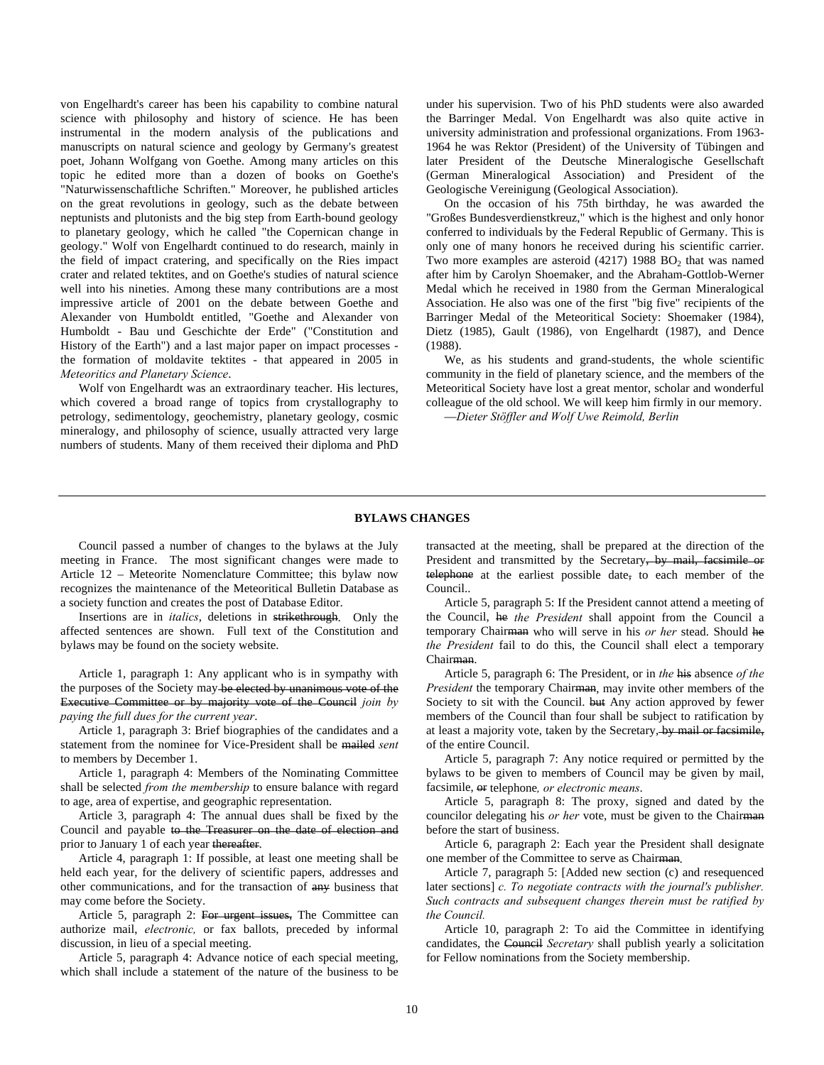von Engelhardt's career has been his capability to combine natural science with philosophy and history of science. He has been instrumental in the modern analysis of the publications and manuscripts on natural science and geology by Germany's greatest poet, Johann Wolfgang von Goethe. Among many articles on this topic he edited more than a dozen of books on Goethe's "Naturwissenschaftliche Schriften." Moreover, he published articles on the great revolutions in geology, such as the debate between neptunists and plutonists and the big step from Earth-bound geology to planetary geology, which he called "the Copernican change in geology." Wolf von Engelhardt continued to do research, mainly in the field of impact cratering, and specifically on the Ries impact crater and related tektites, and on Goethe's studies of natural science well into his nineties. Among these many contributions are a most impressive article of 2001 on the debate between Goethe and Alexander von Humboldt entitled, "Goethe and Alexander von Humboldt - Bau und Geschichte der Erde" ("Constitution and History of the Earth") and a last major paper on impact processes - the formation of moldavite tektites - that appeared in 2005 in *Meteoritics and Planetary Science*.

Wolf von Engelhardt was an extraordinary teacher. His lectures, which covered a broad range of topics from crystallography to petrology, sedimentology, geochemistry, planetary geology, cosmic mineralogy, and philosophy of science, usually attracted very large numbers of students. Many of them received their diploma and PhD under his supervision. Two of his PhD students were also awarded the Barringer Medal. Von Engelhardt was also quite active in university administration and professional organizations. From 1963-1964 he was Rektor (President) of the University of Tübingen and later President of the Deutsche Mineralogische Gesellschaft (German Mineralogical Association) and President of the Geologische Vereinigung (Geological Association).

On the occasion of his 75th birthday, he was awarded the "Großes Bundesverdienstkreuz," which is the highest and only honor conferred to individuals by the Federal Republic of Germany. This is only one of many honors he received during his scientific carrier. Two more examples are asteroid (4217) 1988 $BO_2$ that was named after him by Carolyn Shoemaker, and the Abraham-Gottlob-Werner Medal which he received in 1980 from the German Mineralogical Association. He also was one of the first "big five" recipients of the Barringer Medal of the Meteoritical Society: Shoemaker (1984), Dietz (1985), Gault (1986), von Engelhardt (1987), and Dence (1988).

We, as his students and grand-students, the whole scientific community in the field of planetary science, and the members of the Meteoritical Society have lost a great mentor, scholar and wonderful colleague of the old school. We will keep him firmly in our memory.

—*Dieter Stöffler and Wolf Uwe Reimold, Berlin*

## BYLAWS CHANGES

Council passed a number of changes to the bylaws at the July meeting in France. The most significant changes were made to Article 12 – Meteorite Nomenclature Committee; this bylaw now recognizes the maintenance of the Meteoritical Bulletin Database as a society function and creates the post of Database Editor.

Insertions are in *italics*, deletions in ~~strikethrough~~. Only the affected sentences are shown. Full text of the Constitution and bylaws may be found on the society website.

Article 1, paragraph 1: Any applicant who is in sympathy with the purposes of the Society may ~~be elected by unanimous vote of the Executive Committee or by majority vote of the Council~~ *join by paying the full dues for the current year*.

Article 1, paragraph 3: Brief biographies of the candidates and a statement from the nominee for Vice-President shall be ~~mailed~~ *sent* to members by December 1.

Article 1, paragraph 4: Members of the Nominating Committee shall be selected *from the membership* to ensure balance with regard to age, area of expertise, and geographic representation.

Article 3, paragraph 4: The annual dues shall be fixed by the Council and payable ~~to the Treasurer on the date of election and~~ prior to January 1 of each year ~~thereafter~~.

Article 4, paragraph 1: If possible, at least one meeting shall be held each year, for the delivery of scientific papers, addresses and other communications, and for the transaction of ~~any~~ business that may come before the Society.

Article 5, paragraph 2: ~~For urgent issues,~~ The Committee can authorize mail, *electronic,* or fax ballots, preceded by informal discussion, in lieu of a special meeting.

Article 5, paragraph 4: Advance notice of each special meeting, which shall include a statement of the nature of the business to be transacted at the meeting, shall be prepared at the direction of the President and transmitted by the Secretary~~, by mail, facsimile or telephone~~ at the earliest possible date~~,~~ to each member of the Council..

Article 5, paragraph 5: If the President cannot attend a meeting of the Council, ~~he~~ *the President* shall appoint from the Council a temporary Chair~~man~~ who will serve in his *or her* stead. Should ~~he~~ *the President* fail to do this, the Council shall elect a temporary Chair~~man~~.

Article 5, paragraph 6: The President, or in *the* ~~his~~ absence *of the President* the temporary Chair~~man~~, may invite other members of the Society to sit with the Council. ~~but~~ Any action approved by fewer members of the Council than four shall be subject to ratification by at least a majority vote, taken by the Secretary~~, by mail or facsimile,~~ of the entire Council.

Article 5, paragraph 7: Any notice required or permitted by the bylaws to be given to members of Council may be given by mail, facsimile, ~~or~~ telephone*, or electronic means*.

Article 5, paragraph 8: The proxy, signed and dated by the councilor delegating his *or her* vote, must be given to the Chair~~man~~ before the start of business.

Article 6, paragraph 2: Each year the President shall designate one member of the Committee to serve as Chair~~man~~.

Article 7, paragraph 5: [Added new section (c) and resequenced later sections] *c. To negotiate contracts with the journal's publisher. Such contracts and subsequent changes therein must be ratified by the Council.*

Article 10, paragraph 2: To aid the Committee in identifying candidates, the ~~Council~~ *Secretary* shall publish yearly a solicitation for Fellow nominations from the Society membership.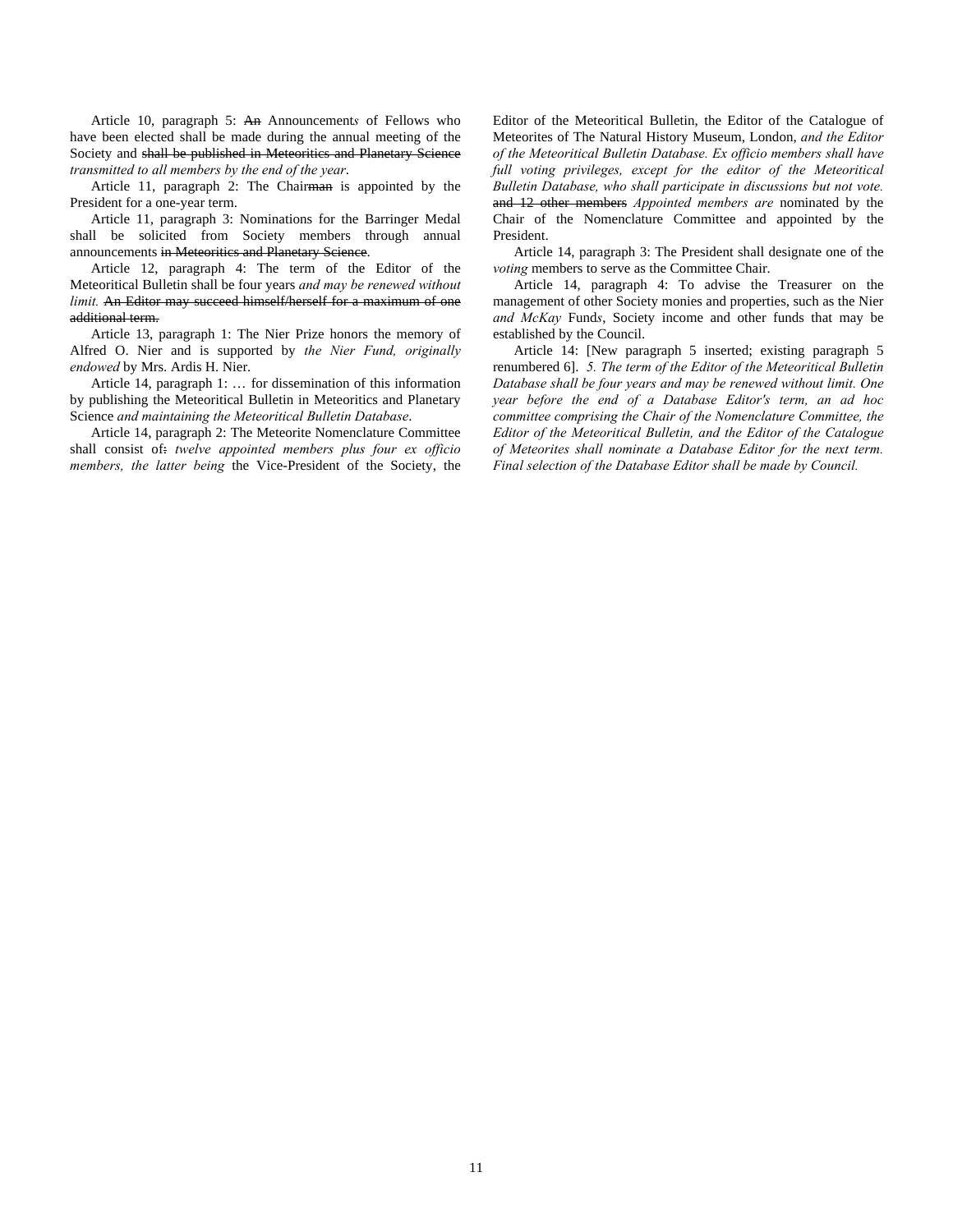Article 10, paragraph 5: ~~An~~ Announcement*s* of Fellows who have been elected shall be made during the annual meeting of the Society and ~~shall be published in Meteoritics and Planetary Science~~ *transmitted to all members by the end of the year*.

Article 11, paragraph 2: The Chair~~man~~ is appointed by the President for a one-year term.

Article 11, paragraph 3: Nominations for the Barringer Medal shall be solicited from Society members through annual announcements ~~in Meteoritics and Planetary Science~~.

Article 12, paragraph 4: The term of the Editor of the Meteoritical Bulletin shall be four years *and may be renewed without limit.* ~~An Editor may succeed himself/herself for a maximum of one additional term.~~

Article 13, paragraph 1: The Nier Prize honors the memory of Alfred O. Nier and is supported by *the Nier Fund, originally endowed* by Mrs. Ardis H. Nier.

Article 14, paragraph 1: … for dissemination of this information by publishing the Meteoritical Bulletin in Meteoritics and Planetary Science *and maintaining the Meteoritical Bulletin Database*.

Article 14, paragraph 2: The Meteorite Nomenclature Committee shall consist of~~:~~ *twelve appointed members plus four ex officio members, the latter being* the Vice-President of the Society, the Editor of the Meteoritical Bulletin, the Editor of the Catalogue of Meteorites of The Natural History Museum, London, *and the Editor of the Meteoritical Bulletin Database. Ex officio members shall have full voting privileges, except for the editor of the Meteoritical Bulletin Database, who shall participate in discussions but not vote.* ~~and 12 other members~~ *Appointed members are* nominated by the Chair of the Nomenclature Committee and appointed by the President.

Article 14, paragraph 3: The President shall designate one of the *voting* members to serve as the Committee Chair.

Article 14, paragraph 4: To advise the Treasurer on the management of other Society monies and properties, such as the Nier *and McKay* Fund*s*, Society income and other funds that may be established by the Council.

Article 14: [New paragraph 5 inserted; existing paragraph 5 renumbered 6]. *5. The term of the Editor of the Meteoritical Bulletin Database shall be four years and may be renewed without limit. One year before the end of a Database Editor's term, an ad hoc committee comprising the Chair of the Nomenclature Committee, the Editor of the Meteoritical Bulletin, and the Editor of the Catalogue of Meteorites shall nominate a Database Editor for the next term. Final selection of the Database Editor shall be made by Council.*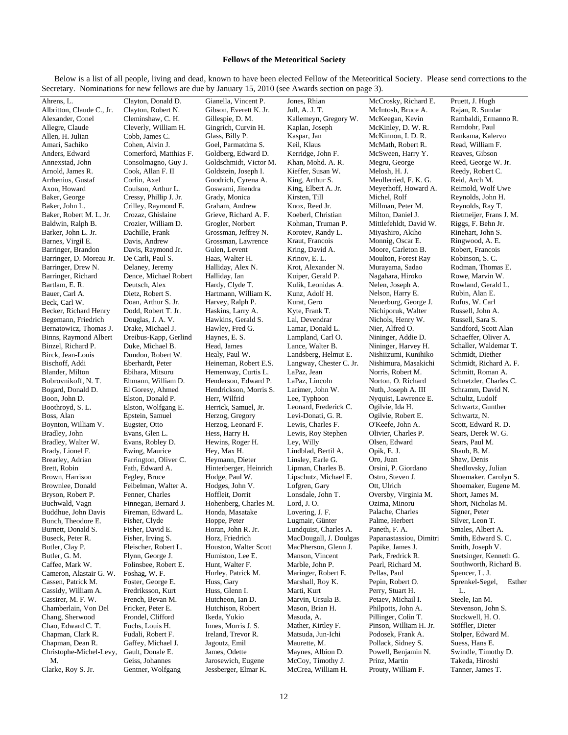## Fellows of the Meteoritical Society

Below is a list of all people, living and dead, known to have been elected Fellow of the Meteoritical Society. Please send corrections to the Secretary. Nominations for new fellows are due by January 15, 2010 (see Awards section on page 3).

Ahrens, L.
Albritton, Claude C., Jr.
Alexander, Conel
Allegre, Claude
Allen, H. Julian
Amari, Sachiko
Anders, Edward
Annexstad, John
Arnold, James R.
Arrhenius, Gustaf
Axon, Howard
Baker, George
Baker, John L.
Baker, Robert M. L. Jr.
Baldwin, Ralph B.
Barker, John L. Jr.
Barnes, Virgil E.
Barringer, Brandon
Barringer, D. Moreau Jr.
Barringer, Drew N.
Barringer, Richard
Bartlam, E. R.
Bauer, Carl A.
Beck, Carl W.
Becker, Richard Henry
Begemann, Friedrich
Bernatowicz, Thomas J.
Binns, Raymond Albert
Binzel, Richard P.
Birck, Jean-Louis
Bischoff, Addi
Blander, Milton
Bobrovnikoff, N. T.
Bogard, Donald D.
Boon, John D.
Boothroyd, S. L.
Boss, Alan
Boynton, William V.
Bradley, John
Bradley, Walter W.
Brady, Lionel F.
Brearley, Adrian
Brett, Robin
Brown, Harrison
Brownlee, Donald
Bryson, Robert P.
Buchwald, Vagn
Buddhue, John Davis
Bunch, Theodore E.
Burnett, Donald S.
Buseck, Peter R.
Butler, Clay P.
Butler, G. M.
Caffee, Mark W.
Cameron, Alastair G. W.
Cassen, Patrick M.
Cassidy, William A.
Cassirer, M. F. W.
Chamberlain, Von Del
Chang, Sherwood
Chao, Edward C. T.
Chapman, Clark R.
Chapman, Dean R.
Christophe-Michel-Levy, M.
Clarke, Roy S. Jr.
Clayton, Donald D.
Clayton, Robert N.
Cleminshaw, C. H.
Cleverly, William H.
Cobb, James C.
Cohen, Alvin J.
Comerford, Matthias F.
Consolmagno, Guy J.
Cook, Allan F. II
Corlin, Axel
Coulson, Arthur L.
Cressy, Phillip J. Jr.
Crilley, Raymond E.
Crozaz, Ghislaine
Crozier, William D.
Dachille, Frank
Davis, Andrew
Davis, Raymond Jr.
De Carli, Paul S.
Delaney, Jeremy
Dence, Michael Robert
Deutsch, Alex
Dietz, Robert S.
Doan, Arthur S. Jr.
Dodd, Robert T. Jr.
Douglas, J. A. V.
Drake, Michael J.
Dreibus-Kapp, Gerlind
Duke, Michael B.
Dundon, Robert W.
Eberhardt, Peter
Ebihara, Mitsuru
Ehmann, William D.
El Goresy, Ahmed
Elston, Donald P.
Elston, Wolfgang E.
Epstein, Samuel
Eugster, Otto
Evans, Glen L.
Evans, Robley D.
Ewing, Maurice
Farrington, Oliver C.
Fath, Edward A.
Fegley, Bruce
Feibelman, Walter A.
Fenner, Charles
Finnegan, Bernard J.
Fireman, Edward L.
Fisher, Clyde
Fisher, David E.
Fisher, Irving S.
Fleischer, Robert L.
Flynn, George J.
Folinsbee, Robert E.
Foshag, W. F.
Foster, George E.
Fredriksson, Kurt
French, Bevan M.
Fricker, Peter E.
Frondel, Clifford
Fuchs, Louis H.
Fudali, Robert F.
Gaffey, Michael J.
Gault, Donale E.
Geiss, Johannes
Gentner, Wolfgang
Gianella, Vincent P.
Gibson, Everett K. Jr.
Gillespie, D. M.
Gingrich, Curvin H.
Glass, Billy P.
Goel, Parmatdma S.
Goldberg, Edward D.
Goldschmidt, Victor M.
Goldstein, Joseph I.
Goodrich, Cyrena A.
Goswami, Jitendra
Grady, Monica
Graham, Andrew
Grieve, Richard A. F.
Grogler, Norbert
Grossman, Jeffrey N.
Grossman, Lawrence
Gulen, Levent
Haas, Walter H.
Halliday, Alex N.
Halliday, Ian
Hardy, Clyde T.
Hartmann, William K.
Harvey, Ralph P.
Haskins, Larry A.
Hawkins, Gerald S.
Hawley, Fred G.
Haynes, E. S.
Head, James
Healy, Paul W.
Heineman, Robert E.S.
Hemenway, Curtis L.
Henderson, Edward P.
Hendrickson, Morris S.
Herr, Wilfrid
Herrick, Samuel, Jr.
Herzog, Gregory
Herzog, Leonard F.
Hess, Harry H.
Hewins, Roger H.
Hey, Max H.
Heymann, Dieter
Hinterberger, Heinrich
Hodge, Paul W.
Hodges, John V.
Hoffleit, Dorrit
Hohenberg, Charles M.
Honda, Masatake
Hoppe, Peter
Horan, John R. Jr.
Horz, Friedrich
Houston, Walter Scott
Humiston, Lee E.
Hunt, Walter F.
Hurley, Patrick M.
Huss, Gary
Huss, Glenn I.
Hutcheon, Ian D.
Hutchison, Robert
Ikeda, Yukio
Innes, Morris J. S.
Ireland, Trevor R.
Jagoutz, Emil
James, Odette
Jarosewich, Eugene
Jessberger, Elmar K.
Jones, Rhian
Jull, A. J. T.
Kallemeyn, Gregory W.
Kaplan, Joseph
Kaspar, Jan
Keil, Klaus
Kerridge, John F.
Khan, Mohd. A. R.
Kieffer, Susan W.
King, Arthur S.
King, Elbert A. Jr.
Kirsten, Till
Knox, Reed Jr.
Koeberl, Christian
Kohman, Truman P.
Korotev, Randy L.
Kraut, Francois
Kring, David A.
Krinov, E. L.
Krot, Alexander N.
Kuiper, Gerald P.
Kulik, Leonidas A.
Kunz, Adolf H.
Kurat, Gero
Kyte, Frank T.
Lal, Devendrar
Lamar, Donald L.
Lampland, Carl O.
Lance, Walter B.
Landsberg, Helmut E.
Langway, Chester C. Jr.
LaPaz, Jean
LaPaz, Lincoln
Larimer, John W.
Lee, Typhoon
Leonard, Frederick C.
Levi-Donati, G. R.
Lewis, Charles F.
Lewis, Roy Stephen
Ley, Willy
Lindblad, Bertil A.
Linsley, Earle G.
Lipman, Charles B.
Lipschutz, Michael E.
Lofgren, Gary
Lonsdale, John T.
Lord, J. O.
Lovering, J. F.
Lugmair, Günter
Lundquist, Charles A.
MacDougall, J. Doulgas
MacPherson, Glenn J.
Manson, Vincent
Marble, John P.
Maringer, Robert E.
Marshall, Roy K.
Marti, Kurt
Marvin, Ursula B.
Mason, Brian H.
Masuda, A.
Mather, Kirtley F.
Matsuda, Jun-Ichi
Maurette, M.
Maynes, Albion D.
McCoy, Timothy J.
McCrea, William H.
McCrosky, Richard E.
McIntosh, Bruce A.
McKeegan, Kevin
McKinley, D. W. R.
McKinnon, I. D. R.
McMath, Robert R.
McSween, Harry Y.
Megru, George
Melosh, H. J.
Meullerried, F. K. G.
Meyerhoff, Howard A.
Michel, Rolf
Millman, Peter M.
Milton, Daniel J.
Mittlefehldt, David W.
Miyashiro, Akiho
Monnig, Oscar E.
Moore, Carleton B.
Moulton, Forest Ray
Murayama, Sadao
Nagahara, Hiroko
Nelen, Joseph A.
Nelson, Harry E.
Neuerburg, George J.
Nichiporuk, Walter
Nichols, Henry W.
Nier, Alfred O.
Nininger, Addie D.
Nininger, Harvey H.
Nishiizumi, Kunihiko
Nishimura, Masakichi
Norris, Robert M.
Norton, O. Richard
Nuth, Joseph A. III
Nyquist, Lawrence E.
Ogilvie, Ida H.
Ogilvie, Robert E.
O'Keefe, John A.
Olivier, Charles P.
Olsen, Edward
Opik, E. J.
Oro, Juan
Orsini, P. Giordano
Ostro, Steven J.
Ott, Ulrich
Oversby, Virginia M.
Ozima, Minoru
Palache, Charles
Palme, Herbert
Paneth, F. A.
Papanastassiou, Dimitri
Papike, James J.
Park, Fredrick R.
Pearl, Richard M.
Pellas, Paul
Pepin, Robert O.
Perry, Stuart H.
Petaev, Michail I.
Philpotts, John A.
Pillinger, Colin T.
Pinson, William H. Jr.
Podosek, Frank A.
Pollack, Sidney S.
Powell, Benjamin N.
Prinz, Martin
Prouty, William F.
Pruett, J. Hugh
Rajan, R. Sundar
Rambaldi, Ermanno R.
Ramdohr, Paul
Rankama, Kalervo
Read, William F.
Reaves, Gibson
Reed, George W. Jr.
Reedy, Robert C.
Reid, Arch M.
Reimold, Wolf Uwe
Reynolds, John H.
Reynolds, Ray T.
Rietmeijer, Frans J. M.
Riggs, F. Behn Jr.
Rinehart, John S.
Ringwood, A. E.
Robert, Francois
Robinson, S. C.
Rodman, Thomas E.
Rowe, Marvin W.
Rowland, Gerald L.
Rubin, Alan E.
Rufus, W. Carl
Russell, John A.
Russell, Sara S.
Sandford, Scott Alan
Schaeffer, Oliver A.
Schaller, Waldemar T.
Schmidt, Diether
Schmidt, Richard A. F.
Schmitt, Roman A.
Schnetzler, Charles C.
Schramm, David N.
Schultz, Ludolf
Schwartz, Gunther
Schwartz, N.
Scott, Edward R. D.
Sears, Derek W. G.
Sears, Paul M.
Shaub, B. M.
Shaw, Denis
Shedlovsky, Julian
Shoemaker, Carolyn S.
Shoemaker, Eugene M.
Short, James M.
Short, Nicholas M.
Signer, Peter
Silver, Leon T.
Smales, Albert A.
Smith, Edward S. C.
Smith, Joseph V.
Snetsinger, Kenneth G.
Southworth, Richard B.
Spencer, L. J.
Sprenkel-Segel, Esther L.
Steele, Ian M.
Stevenson, John S.
Stockwell, H. O.
Stöffler, Dieter
Stolper, Edward M.
Suess, Hans E.
Swindle, Timothy D.
Takeda, Hiroshi
Tanner, James T.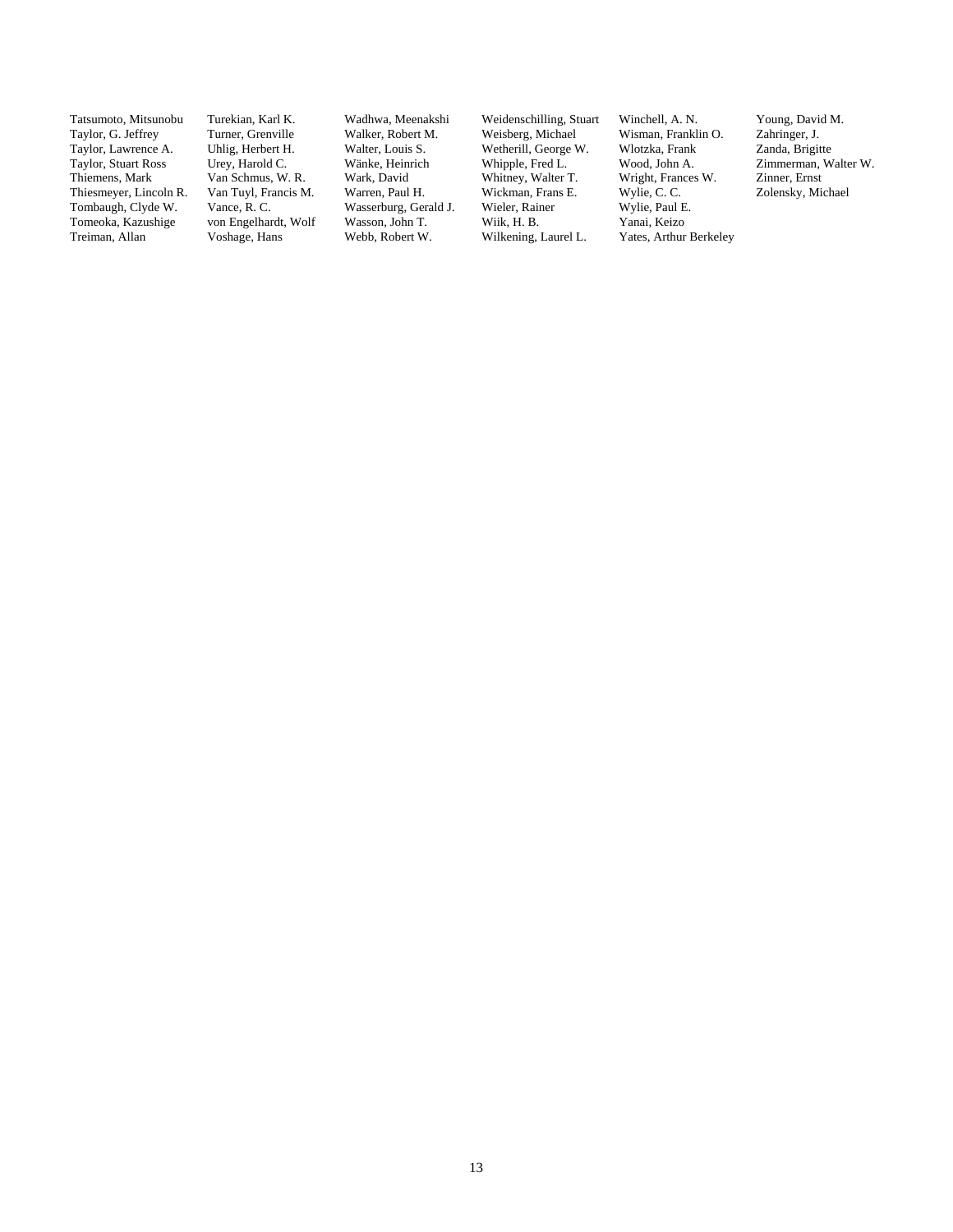Tatsumoto, Mitsunobu
Taylor, G. Jeffrey
Taylor, Lawrence A.
Taylor, Stuart Ross
Thiemens, Mark
Thiesmeyer, Lincoln R.
Tombaugh, Clyde W.
Tomeoka, Kazushige
Treiman, Allan
Turekian, Karl K.
Turner, Grenville
Uhlig, Herbert H.
Urey, Harold C.
Van Schmus, W. R.
Van Tuyl, Francis M.
Vance, R. C.
von Engelhardt, Wolf
Voshage, Hans
Wadhwa, Meenakshi
Walker, Robert M.
Walter, Louis S.
Wänke, Heinrich
Wark, David
Warren, Paul H.
Wasserburg, Gerald J.
Wasson, John T.
Webb, Robert W.
Weidenschilling, Stuart
Weisberg, Michael
Wetherill, George W.
Whipple, Fred L.
Whitney, Walter T.
Wickman, Frans E.
Wieler, Rainer
Wiik, H. B.
Wilkening, Laurel L.
Winchell, A. N.
Wisman, Franklin O.
Wlotzka, Frank
Wood, John A.
Wright, Frances W.
Wylie, C. C.
Wylie, Paul E.
Yanai, Keizo
Yates, Arthur Berkeley
Young, David M.
Zahringer, J.
Zanda, Brigitte
Zimmerman, Walter W.
Zinner, Ernst
Zolensky, Michael